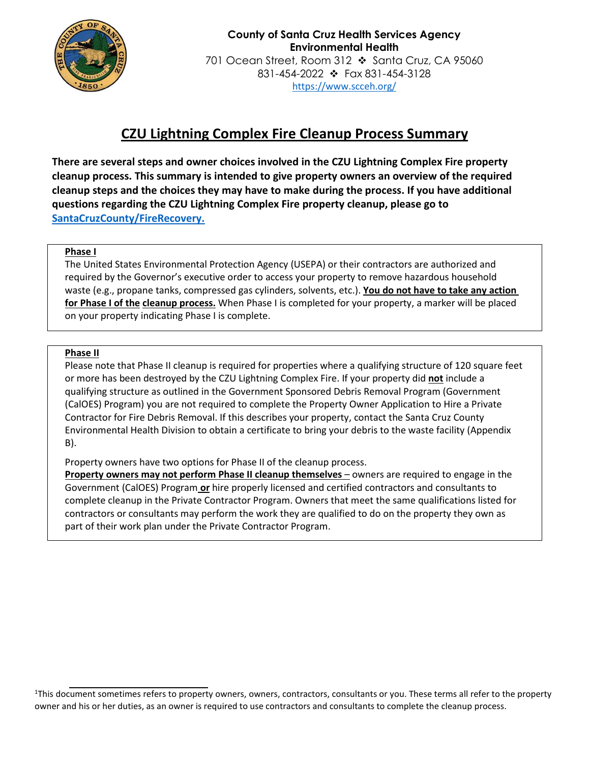**County of Santa Cruz Health Services Agency**
**Environmental Health**
701 Ocean Street, Room 312 ❖ Santa Cruz, CA 95060
831-454-2022 ❖ Fax 831-454-3128
https://www.scceh.org/

# CZU Lightning Complex Fire Cleanup Process Summary

**There are several steps and owner choices involved in the CZU Lightning Complex Fire property cleanup process. This summary is intended to give property owners an overview of the required cleanup steps and the choices they may have to make during the process. If you have additional questions regarding the CZU Lightning Complex Fire property cleanup, please go to [SantaCruzCounty/FireRecovery.](SantaCruzCounty/FireRecovery.)**

## Phase I

The United States Environmental Protection Agency (USEPA) or their contractors are authorized and required by the Governor's executive order to access your property to remove hazardous household waste (e.g., propane tanks, compressed gas cylinders, solvents, etc.). **You do not have to take any action for Phase I of the cleanup process.** When Phase I is completed for your property, a marker will be placed on your property indicating Phase I is complete.

## Phase II

Please note that Phase II cleanup is required for properties where a qualifying structure of 120 square feet or more has been destroyed by the CZU Lightning Complex Fire. If your property did **not** include a qualifying structure as outlined in the Government Sponsored Debris Removal Program (Government (CalOES) Program) you are not required to complete the Property Owner Application to Hire a Private Contractor for Fire Debris Removal. If this describes your property, contact the Santa Cruz County Environmental Health Division to obtain a certificate to bring your debris to the waste facility (Appendix B).

Property owners have two options for Phase II of the cleanup process.
**Property owners may not perform Phase II cleanup themselves** – owners are required to engage in the Government (CalOES) Program **or** hire properly licensed and certified contractors and consultants to complete cleanup in the Private Contractor Program. Owners that meet the same qualifications listed for contractors or consultants may perform the work they are qualified to do on the property they own as part of their work plan under the Private Contractor Program.

---

[1]This document sometimes refers to property owners, owners, contractors, consultants or you. These terms all refer to the property owner and his or her duties, as an owner is required to use contractors and consultants to complete the cleanup process.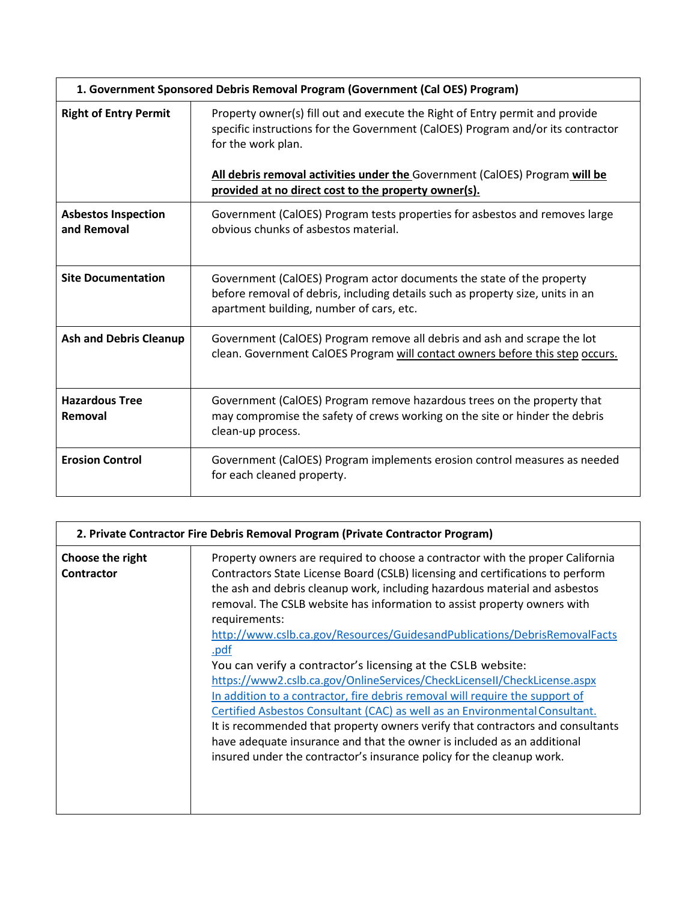| 1. Government Sponsored Debris Removal Program (Government (Cal OES) Program) | |
|---|---|
| **Right of Entry Permit** | Property owner(s) fill out and execute the Right of Entry permit and provide specific instructions for the Government (CalOES) Program and/or its contractor for the work plan.<br><br>**All debris removal activities under the** Government (CalOES) Program **will be provided at no direct cost to the property owner(s).** |
| **Asbestos Inspection and Removal** | Government (CalOES) Program tests properties for asbestos and removes large obvious chunks of asbestos material. |
| **Site Documentation** | Government (CalOES) Program actor documents the state of the property before removal of debris, including details such as property size, units in an apartment building, number of cars, etc. |
| **Ash and Debris Cleanup** | Government (CalOES) Program remove all debris and ash and scrape the lot clean. Government CalOES Program will contact owners before this step occurs. |
| **Hazardous Tree Removal** | Government (CalOES) Program remove hazardous trees on the property that may compromise the safety of crews working on the site or hinder the debris clean-up process. |
| **Erosion Control** | Government (CalOES) Program implements erosion control measures as needed for each cleaned property. |

| 2. Private Contractor Fire Debris Removal Program (Private Contractor Program) | |
|---|---|
| **Choose the right Contractor** | Property owners are required to choose a contractor with the proper California Contractors State License Board (CSLB) licensing and certifications to perform the ash and debris cleanup work, including hazardous material and asbestos removal. The CSLB website has information to assist property owners with requirements: http://www.cslb.ca.gov/Resources/GuidesandPublications/DebrisRemovalFacts.pdf<br>You can verify a contractor's licensing at the CSLB website: https://www2.cslb.ca.gov/OnlineServices/CheckLicenseII/CheckLicense.aspx<br>In addition to a contractor, fire debris removal will require the support of Certified Asbestos Consultant (CAC) as well as an Environmental Consultant.<br>It is recommended that property owners verify that contractors and consultants have adequate insurance and that the owner is included as an additional insured under the contractor's insurance policy for the cleanup work. |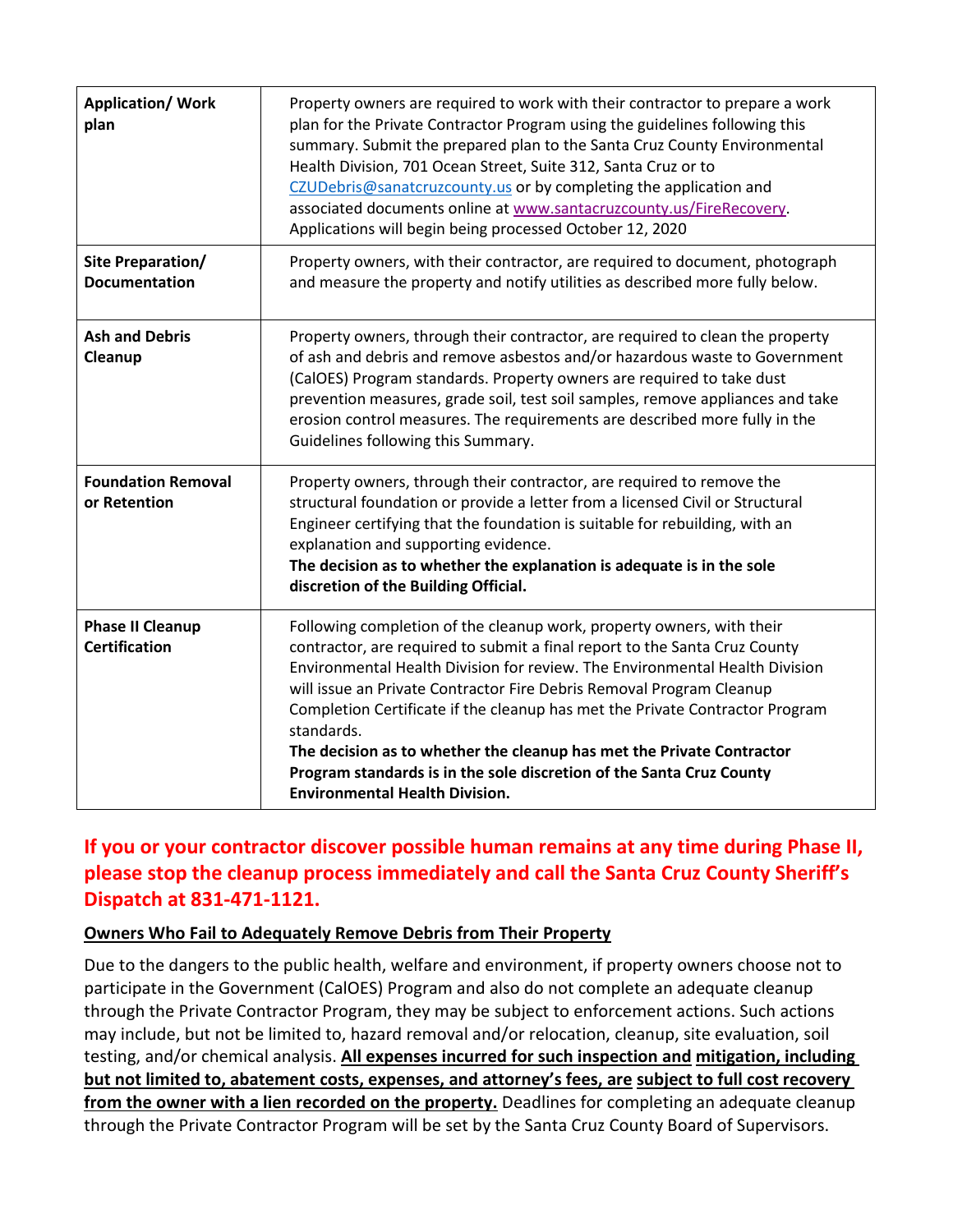| | |
|---|---|
| **Application/ Work plan** | Property owners are required to work with their contractor to prepare a work plan for the Private Contractor Program using the guidelines following this summary. Submit the prepared plan to the Santa Cruz County Environmental Health Division, 701 Ocean Street, Suite 312, Santa Cruz or to CZUDebris@sanatcruzcounty.us or by completing the application and associated documents online at www.santacruzcounty.us/FireRecovery. Applications will begin being processed October 12, 2020 |
| **Site Preparation/ Documentation** | Property owners, with their contractor, are required to document, photograph and measure the property and notify utilities as described more fully below. |
| **Ash and Debris Cleanup** | Property owners, through their contractor, are required to clean the property of ash and debris and remove asbestos and/or hazardous waste to Government (CalOES) Program standards. Property owners are required to take dust prevention measures, grade soil, test soil samples, remove appliances and take erosion control measures. The requirements are described more fully in the Guidelines following this Summary. |
| **Foundation Removal or Retention** | Property owners, through their contractor, are required to remove the structural foundation or provide a letter from a licensed Civil or Structural Engineer certifying that the foundation is suitable for rebuilding, with an explanation and supporting evidence. **The decision as to whether the explanation is adequate is in the sole discretion of the Building Official.** |
| **Phase II Cleanup Certification** | Following completion of the cleanup work, property owners, with their contractor, are required to submit a final report to the Santa Cruz County Environmental Health Division for review. The Environmental Health Division will issue an Private Contractor Fire Debris Removal Program Cleanup Completion Certificate if the cleanup has met the Private Contractor Program standards. **The decision as to whether the cleanup has met the Private Contractor Program standards is in the sole discretion of the Santa Cruz County Environmental Health Division.** |

**If you or your contractor discover possible human remains at any time during Phase II, please stop the cleanup process immediately and call the Santa Cruz County Sheriff's Dispatch at 831-471-1121.**

**Owners Who Fail to Adequately Remove Debris from Their Property**

Due to the dangers to the public health, welfare and environment, if property owners choose not to participate in the Government (CalOES) Program and also do not complete an adequate cleanup through the Private Contractor Program, they may be subject to enforcement actions. Such actions may include, but not be limited to, hazard removal and/or relocation, cleanup, site evaluation, soil testing, and/or chemical analysis. **All expenses incurred for such inspection and mitigation, including but not limited to, abatement costs, expenses, and attorney's fees, are subject to full cost recovery from the owner with a lien recorded on the property.** Deadlines for completing an adequate cleanup through the Private Contractor Program will be set by the Santa Cruz County Board of Supervisors.